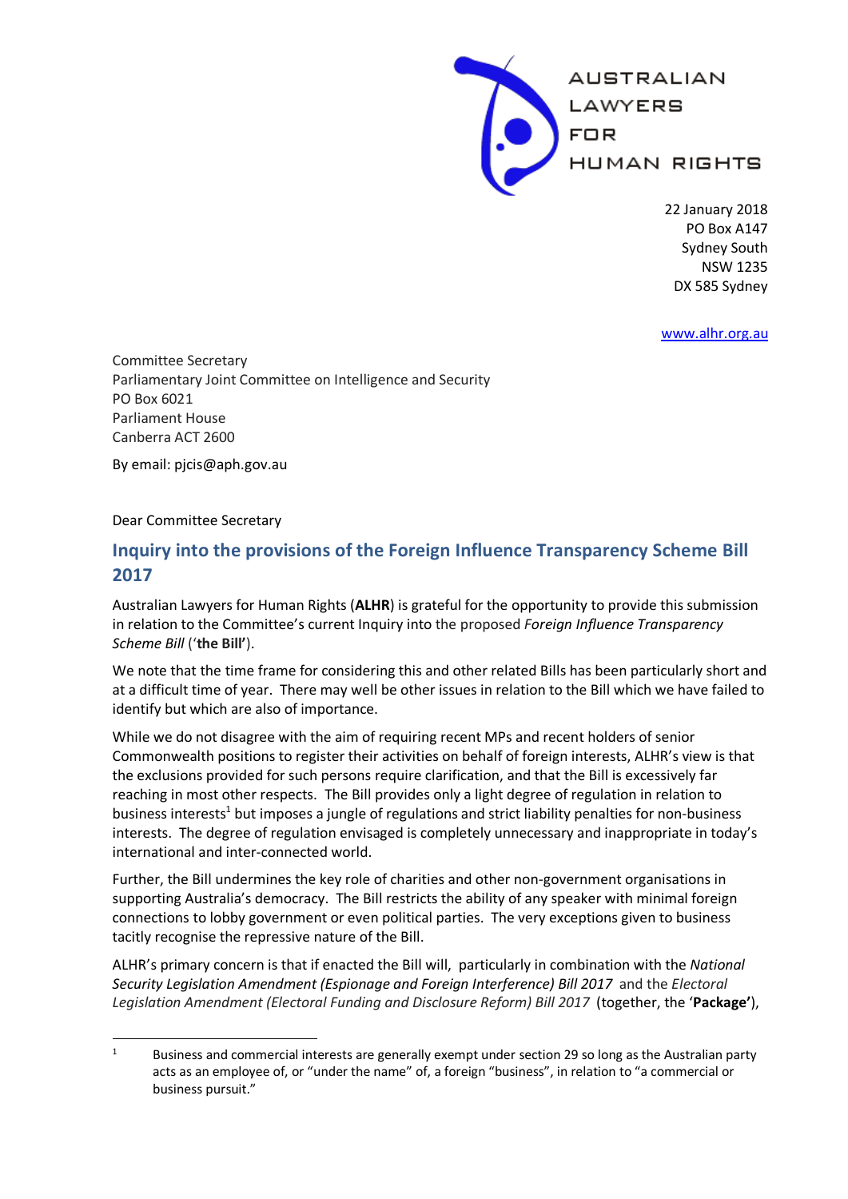AUSTRALIAN LAWYERS FOR HUMAN RIGHTS

22 January 2018
PO Box A147
Sydney South
NSW 1235
DX 585 Sydney

www.alhr.org.au

Committee Secretary
Parliamentary Joint Committee on Intelligence and Security
PO Box 6021
Parliament House
Canberra ACT 2600

By email: pjcis@aph.gov.au

Dear Committee Secretary

## Inquiry into the provisions of the Foreign Influence Transparency Scheme Bill 2017

Australian Lawyers for Human Rights (**ALHR**) is grateful for the opportunity to provide this submission in relation to the Committee's current Inquiry into the proposed *Foreign Influence Transparency Scheme Bill* ('**the Bill'**).

We note that the time frame for considering this and other related Bills has been particularly short and at a difficult time of year. There may well be other issues in relation to the Bill which we have failed to identify but which are also of importance.

While we do not disagree with the aim of requiring recent MPs and recent holders of senior Commonwealth positions to register their activities on behalf of foreign interests, ALHR's view is that the exclusions provided for such persons require clarification, and that the Bill is excessively far reaching in most other respects. The Bill provides only a light degree of regulation in relation to business interests[1] but imposes a jungle of regulations and strict liability penalties for non-business interests. The degree of regulation envisaged is completely unnecessary and inappropriate in today's international and inter-connected world.

Further, the Bill undermines the key role of charities and other non-government organisations in supporting Australia's democracy. The Bill restricts the ability of any speaker with minimal foreign connections to lobby government or even political parties. The very exceptions given to business tacitly recognise the repressive nature of the Bill.

ALHR's primary concern is that if enacted the Bill will, particularly in combination with the *National Security Legislation Amendment (Espionage and Foreign Interference) Bill 2017* and the *Electoral Legislation Amendment (Electoral Funding and Disclosure Reform) Bill 2017* (together, the '**Package'**),

---

[1] Business and commercial interests are generally exempt under section 29 so long as the Australian party acts as an employee of, or "under the name" of, a foreign "business", in relation to "a commercial or business pursuit."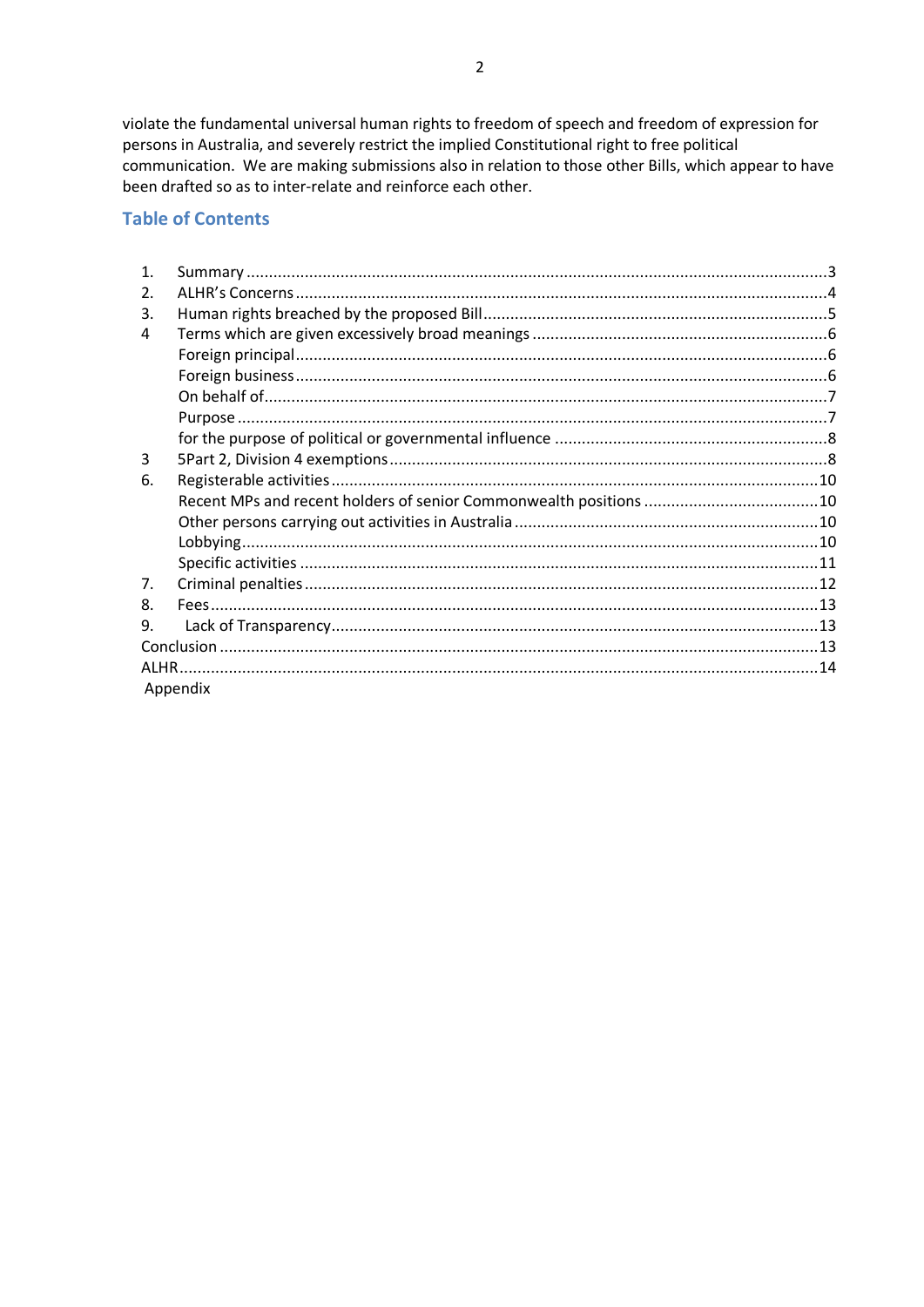violate the fundamental universal human rights to freedom of speech and freedom of expression for persons in Australia, and severely restrict the implied Constitutional right to free political communication. We are making submissions also in relation to those other Bills, which appear to have been drafted so as to inter-relate and reinforce each other.

## Table of Contents

1. Summary ... 3
2. ALHR's Concerns ... 4
3. Human rights breached by the proposed Bill ... 5
4 Terms which are given excessively broad meanings ... 6
   - Foreign principal ... 6
   - Foreign business ... 6
   - On behalf of ... 7
   - Purpose ... 7
   - for the purpose of political or governmental influence ... 8
3 5Part 2, Division 4 exemptions ... 8
6. Registerable activities ... 10
   - Recent MPs and recent holders of senior Commonwealth positions ... 10
   - Other persons carrying out activities in Australia ... 10
   - Lobbying ... 10
   - Specific activities ... 11
7. Criminal penalties ... 12
8. Fees ... 13
9. Lack of Transparency ... 13

Conclusion ... 13

ALHR ... 14

Appendix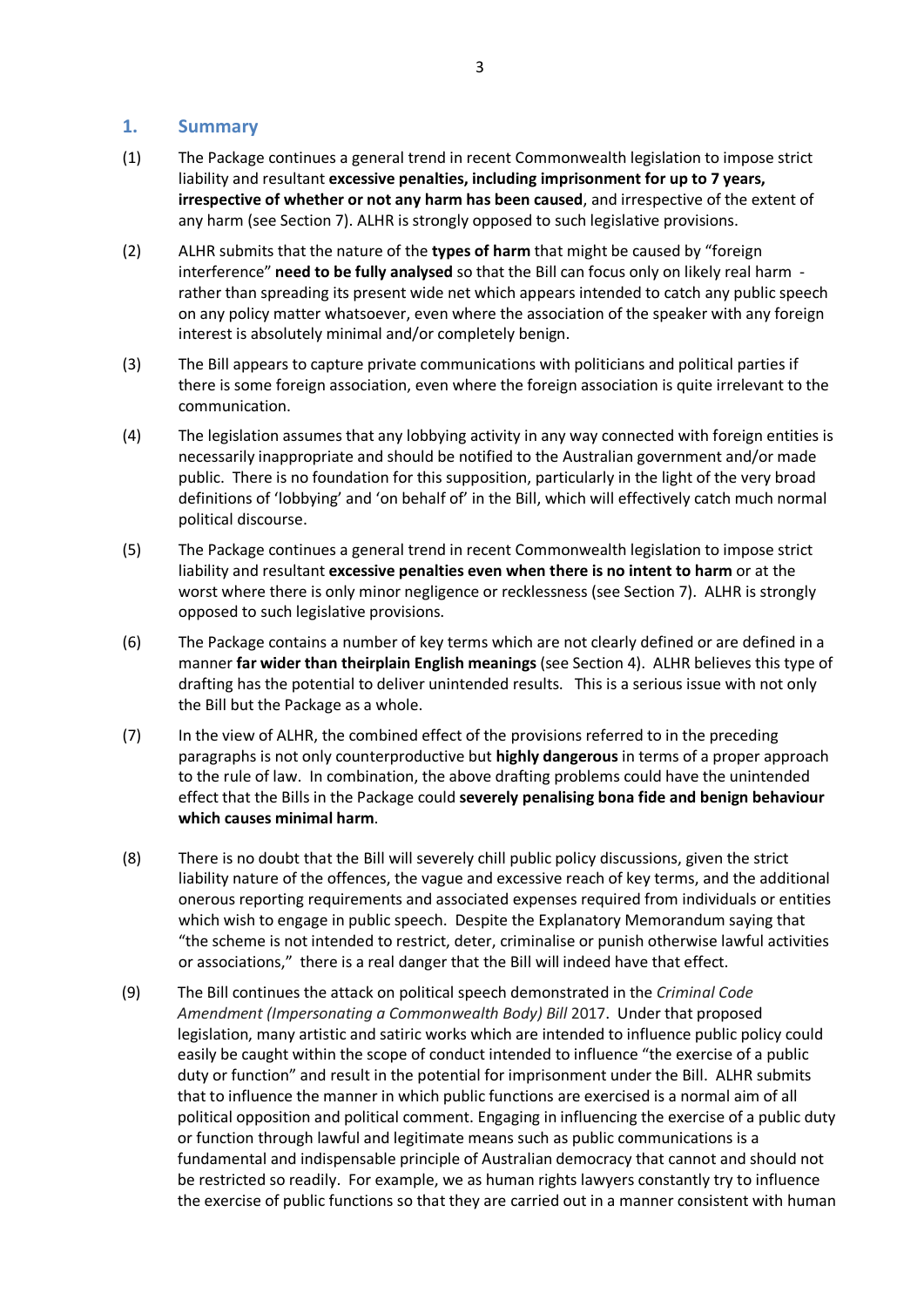## 1. Summary

(1) The Package continues a general trend in recent Commonwealth legislation to impose strict liability and resultant **excessive penalties, including imprisonment for up to 7 years, irrespective of whether or not any harm has been caused**, and irrespective of the extent of any harm (see Section 7). ALHR is strongly opposed to such legislative provisions.

(2) ALHR submits that the nature of the **types of harm** that might be caused by "foreign interference" **need to be fully analysed** so that the Bill can focus only on likely real harm - rather than spreading its present wide net which appears intended to catch any public speech on any policy matter whatsoever, even where the association of the speaker with any foreign interest is absolutely minimal and/or completely benign.

(3) The Bill appears to capture private communications with politicians and political parties if there is some foreign association, even where the foreign association is quite irrelevant to the communication.

(4) The legislation assumes that any lobbying activity in any way connected with foreign entities is necessarily inappropriate and should be notified to the Australian government and/or made public. There is no foundation for this supposition, particularly in the light of the very broad definitions of 'lobbying' and 'on behalf of' in the Bill, which will effectively catch much normal political discourse.

(5) The Package continues a general trend in recent Commonwealth legislation to impose strict liability and resultant **excessive penalties even when there is no intent to harm** or at the worst where there is only minor negligence or recklessness (see Section 7). ALHR is strongly opposed to such legislative provisions.

(6) The Package contains a number of key terms which are not clearly defined or are defined in a manner **far wider than theirplain English meanings** (see Section 4). ALHR believes this type of drafting has the potential to deliver unintended results. This is a serious issue with not only the Bill but the Package as a whole.

(7) In the view of ALHR, the combined effect of the provisions referred to in the preceding paragraphs is not only counterproductive but **highly dangerous** in terms of a proper approach to the rule of law. In combination, the above drafting problems could have the unintended effect that the Bills in the Package could **severely penalising bona fide and benign behaviour which causes minimal harm**.

(8) There is no doubt that the Bill will severely chill public policy discussions, given the strict liability nature of the offences, the vague and excessive reach of key terms, and the additional onerous reporting requirements and associated expenses required from individuals or entities which wish to engage in public speech. Despite the Explanatory Memorandum saying that "the scheme is not intended to restrict, deter, criminalise or punish otherwise lawful activities or associations," there is a real danger that the Bill will indeed have that effect.

(9) The Bill continues the attack on political speech demonstrated in the *Criminal Code Amendment (Impersonating a Commonwealth Body) Bill* 2017. Under that proposed legislation, many artistic and satiric works which are intended to influence public policy could easily be caught within the scope of conduct intended to influence "the exercise of a public duty or function" and result in the potential for imprisonment under the Bill. ALHR submits that to influence the manner in which public functions are exercised is a normal aim of all political opposition and political comment. Engaging in influencing the exercise of a public duty or function through lawful and legitimate means such as public communications is a fundamental and indispensable principle of Australian democracy that cannot and should not be restricted so readily. For example, we as human rights lawyers constantly try to influence the exercise of public functions so that they are carried out in a manner consistent with human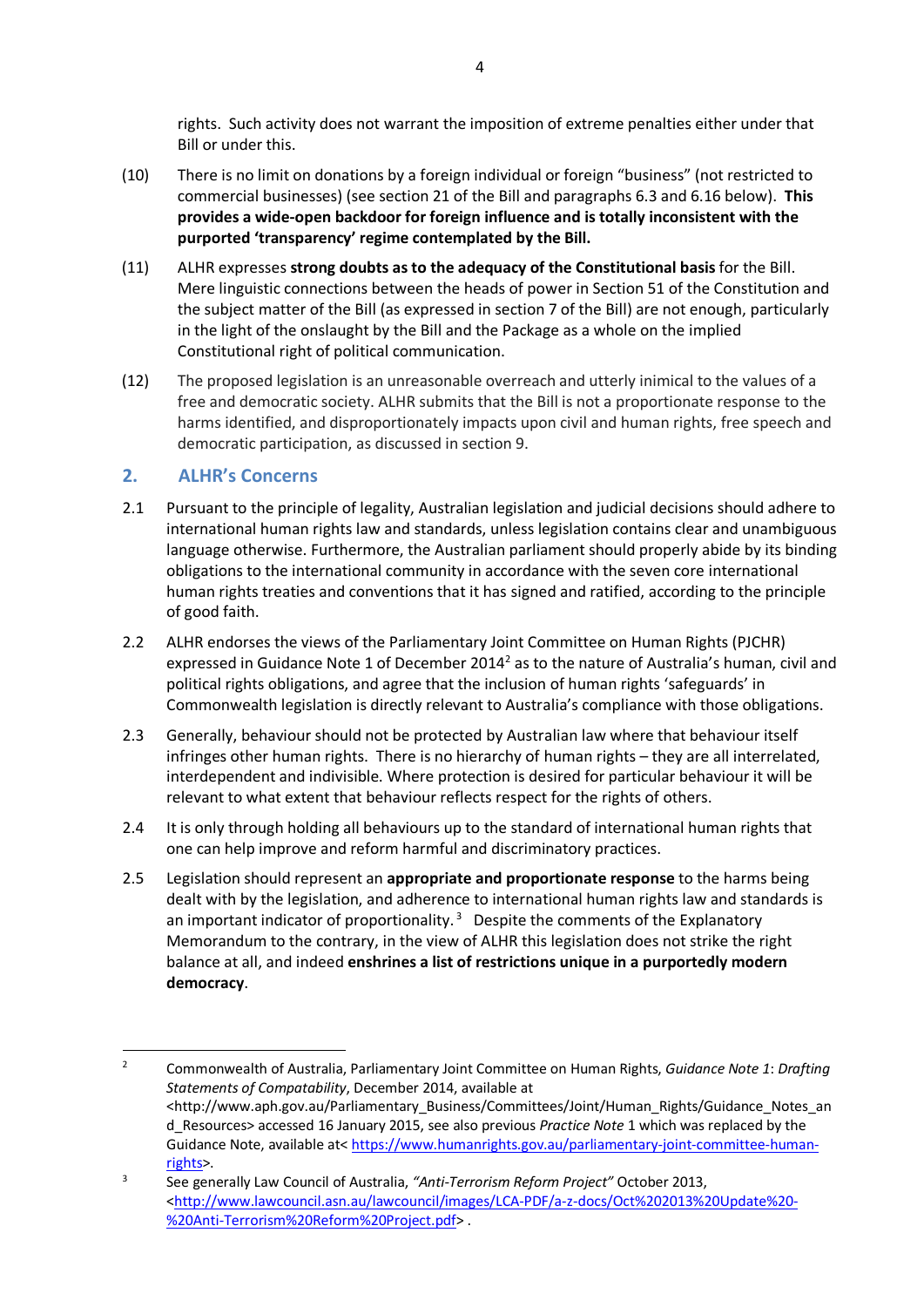rights. Such activity does not warrant the imposition of extreme penalties either under that Bill or under this.

(10) There is no limit on donations by a foreign individual or foreign "business" (not restricted to commercial businesses) (see section 21 of the Bill and paragraphs 6.3 and 6.16 below). **This provides a wide-open backdoor for foreign influence and is totally inconsistent with the purported 'transparency' regime contemplated by the Bill.**

(11) ALHR expresses **strong doubts as to the adequacy of the Constitutional basis** for the Bill. Mere linguistic connections between the heads of power in Section 51 of the Constitution and the subject matter of the Bill (as expressed in section 7 of the Bill) are not enough, particularly in the light of the onslaught by the Bill and the Package as a whole on the implied Constitutional right of political communication.

(12) The proposed legislation is an unreasonable overreach and utterly inimical to the values of a free and democratic society. ALHR submits that the Bill is not a proportionate response to the harms identified, and disproportionately impacts upon civil and human rights, free speech and democratic participation, as discussed in section 9.

## 2. ALHR's Concerns

2.1 Pursuant to the principle of legality, Australian legislation and judicial decisions should adhere to international human rights law and standards, unless legislation contains clear and unambiguous language otherwise. Furthermore, the Australian parliament should properly abide by its binding obligations to the international community in accordance with the seven core international human rights treaties and conventions that it has signed and ratified, according to the principle of good faith.

2.2 ALHR endorses the views of the Parliamentary Joint Committee on Human Rights (PJCHR) expressed in Guidance Note 1 of December 2014[2] as to the nature of Australia's human, civil and political rights obligations, and agree that the inclusion of human rights 'safeguards' in Commonwealth legislation is directly relevant to Australia's compliance with those obligations.

2.3 Generally, behaviour should not be protected by Australian law where that behaviour itself infringes other human rights. There is no hierarchy of human rights – they are all interrelated, interdependent and indivisible. Where protection is desired for particular behaviour it will be relevant to what extent that behaviour reflects respect for the rights of others.

2.4 It is only through holding all behaviours up to the standard of international human rights that one can help improve and reform harmful and discriminatory practices.

2.5 Legislation should represent an **appropriate and proportionate response** to the harms being dealt with by the legislation, and adherence to international human rights law and standards is an important indicator of proportionality.[3] Despite the comments of the Explanatory Memorandum to the contrary, in the view of ALHR this legislation does not strike the right balance at all, and indeed **enshrines a list of restrictions unique in a purportedly modern democracy**.

---

[2] Commonwealth of Australia, Parliamentary Joint Committee on Human Rights, *Guidance Note 1*: *Drafting Statements of Compatability*, December 2014, available at <http://www.aph.gov.au/Parliamentary_Business/Committees/Joint/Human_Rights/Guidance_Notes_and_Resources> accessed 16 January 2015, see also previous *Practice Note* 1 which was replaced by the Guidance Note, available at< https://www.humanrights.gov.au/parliamentary-joint-committee-human-rights>.

[3] See generally Law Council of Australia, *"Anti-Terrorism Reform Project"* October 2013, <http://www.lawcouncil.asn.au/lawcouncil/images/LCA-PDF/a-z-docs/Oct%202013%20Update%20-%20Anti-Terrorism%20Reform%20Project.pdf> .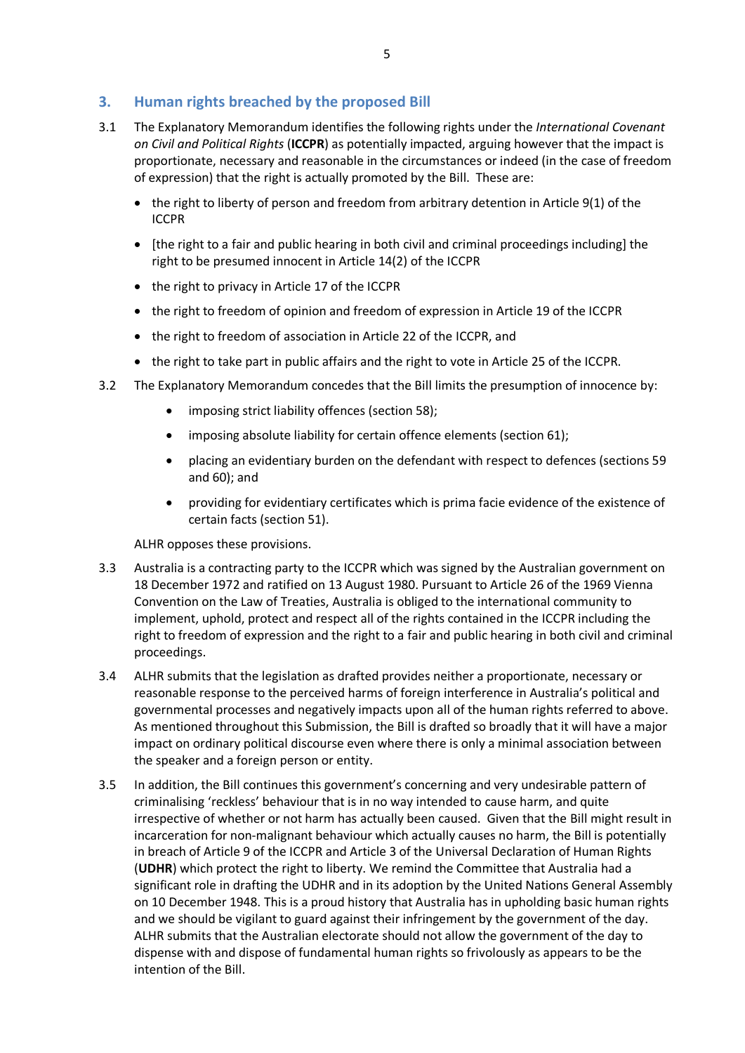## 3. Human rights breached by the proposed Bill

3.1 The Explanatory Memorandum identifies the following rights under the *International Covenant on Civil and Political Rights* (**ICCPR**) as potentially impacted, arguing however that the impact is proportionate, necessary and reasonable in the circumstances or indeed (in the case of freedom of expression) that the right is actually promoted by the Bill. These are:

- the right to liberty of person and freedom from arbitrary detention in Article 9(1) of the ICCPR
- [the right to a fair and public hearing in both civil and criminal proceedings including] the right to be presumed innocent in Article 14(2) of the ICCPR
- the right to privacy in Article 17 of the ICCPR
- the right to freedom of opinion and freedom of expression in Article 19 of the ICCPR
- the right to freedom of association in Article 22 of the ICCPR, and
- the right to take part in public affairs and the right to vote in Article 25 of the ICCPR.

3.2 The Explanatory Memorandum concedes that the Bill limits the presumption of innocence by:

- imposing strict liability offences (section 58);
- imposing absolute liability for certain offence elements (section 61);
- placing an evidentiary burden on the defendant with respect to defences (sections 59 and 60); and
- providing for evidentiary certificates which is prima facie evidence of the existence of certain facts (section 51).

ALHR opposes these provisions.

3.3 Australia is a contracting party to the ICCPR which was signed by the Australian government on 18 December 1972 and ratified on 13 August 1980. Pursuant to Article 26 of the 1969 Vienna Convention on the Law of Treaties, Australia is obliged to the international community to implement, uphold, protect and respect all of the rights contained in the ICCPR including the right to freedom of expression and the right to a fair and public hearing in both civil and criminal proceedings.

3.4 ALHR submits that the legislation as drafted provides neither a proportionate, necessary or reasonable response to the perceived harms of foreign interference in Australia's political and governmental processes and negatively impacts upon all of the human rights referred to above. As mentioned throughout this Submission, the Bill is drafted so broadly that it will have a major impact on ordinary political discourse even where there is only a minimal association between the speaker and a foreign person or entity.

3.5 In addition, the Bill continues this government's concerning and very undesirable pattern of criminalising 'reckless' behaviour that is in no way intended to cause harm, and quite irrespective of whether or not harm has actually been caused. Given that the Bill might result in incarceration for non-malignant behaviour which actually causes no harm, the Bill is potentially in breach of Article 9 of the ICCPR and Article 3 of the Universal Declaration of Human Rights (**UDHR**) which protect the right to liberty. We remind the Committee that Australia had a significant role in drafting the UDHR and in its adoption by the United Nations General Assembly on 10 December 1948. This is a proud history that Australia has in upholding basic human rights and we should be vigilant to guard against their infringement by the government of the day. ALHR submits that the Australian electorate should not allow the government of the day to dispense with and dispose of fundamental human rights so frivolously as appears to be the intention of the Bill.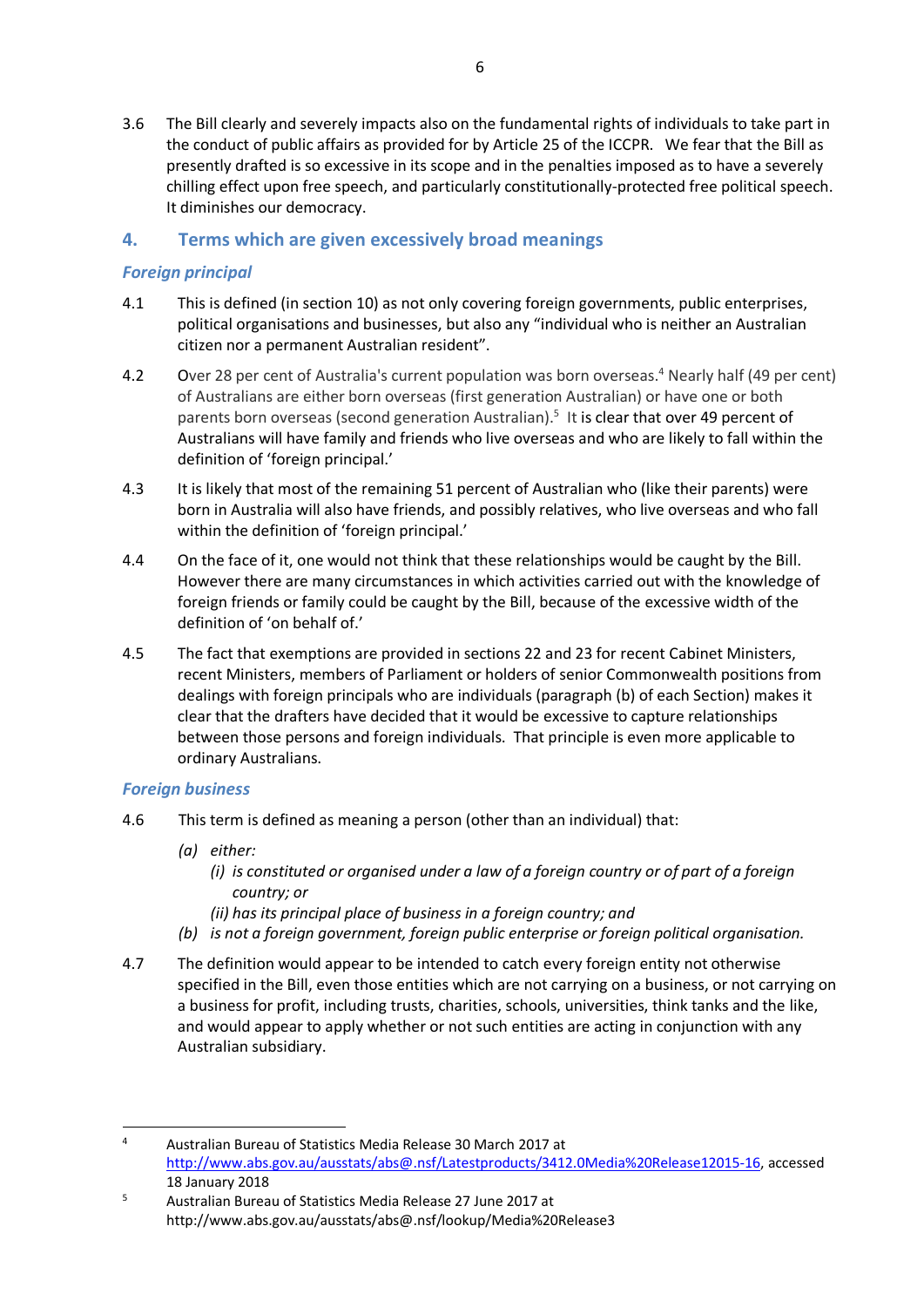3.6 The Bill clearly and severely impacts also on the fundamental rights of individuals to take part in the conduct of public affairs as provided for by Article 25 of the ICCPR. We fear that the Bill as presently drafted is so excessive in its scope and in the penalties imposed as to have a severely chilling effect upon free speech, and particularly constitutionally-protected free political speech. It diminishes our democracy.

## 4. Terms which are given excessively broad meanings

### *Foreign principal*

4.1 This is defined (in section 10) as not only covering foreign governments, public enterprises, political organisations and businesses, but also any "individual who is neither an Australian citizen nor a permanent Australian resident".

4.2 Over 28 per cent of Australia's current population was born overseas.[4] Nearly half (49 per cent) of Australians are either born overseas (first generation Australian) or have one or both parents born overseas (second generation Australian).[5] It is clear that over 49 percent of Australians will have family and friends who live overseas and who are likely to fall within the definition of 'foreign principal.'

4.3 It is likely that most of the remaining 51 percent of Australian who (like their parents) were born in Australia will also have friends, and possibly relatives, who live overseas and who fall within the definition of 'foreign principal.'

4.4 On the face of it, one would not think that these relationships would be caught by the Bill. However there are many circumstances in which activities carried out with the knowledge of foreign friends or family could be caught by the Bill, because of the excessive width of the definition of 'on behalf of.'

4.5 The fact that exemptions are provided in sections 22 and 23 for recent Cabinet Ministers, recent Ministers, members of Parliament or holders of senior Commonwealth positions from dealings with foreign principals who are individuals (paragraph (b) of each Section) makes it clear that the drafters have decided that it would be excessive to capture relationships between those persons and foreign individuals. That principle is even more applicable to ordinary Australians.

### *Foreign business*

4.6 This term is defined as meaning a person (other than an individual) that:

> *(a) either:*
> *(i) is constituted or organised under a law of a foreign country or of part of a foreign country; or*
> *(ii) has its principal place of business in a foreign country; and*
> *(b) is not a foreign government, foreign public enterprise or foreign political organisation.*

4.7 The definition would appear to be intended to catch every foreign entity not otherwise specified in the Bill, even those entities which are not carrying on a business, or not carrying on a business for profit, including trusts, charities, schools, universities, think tanks and the like, and would appear to apply whether or not such entities are acting in conjunction with any Australian subsidiary.

---

[4] Australian Bureau of Statistics Media Release 30 March 2017 at http://www.abs.gov.au/ausstats/abs@.nsf/Latestproducts/3412.0Media%20Release12015-16, accessed 18 January 2018

[5] Australian Bureau of Statistics Media Release 27 June 2017 at http://www.abs.gov.au/ausstats/abs@.nsf/lookup/Media%20Release3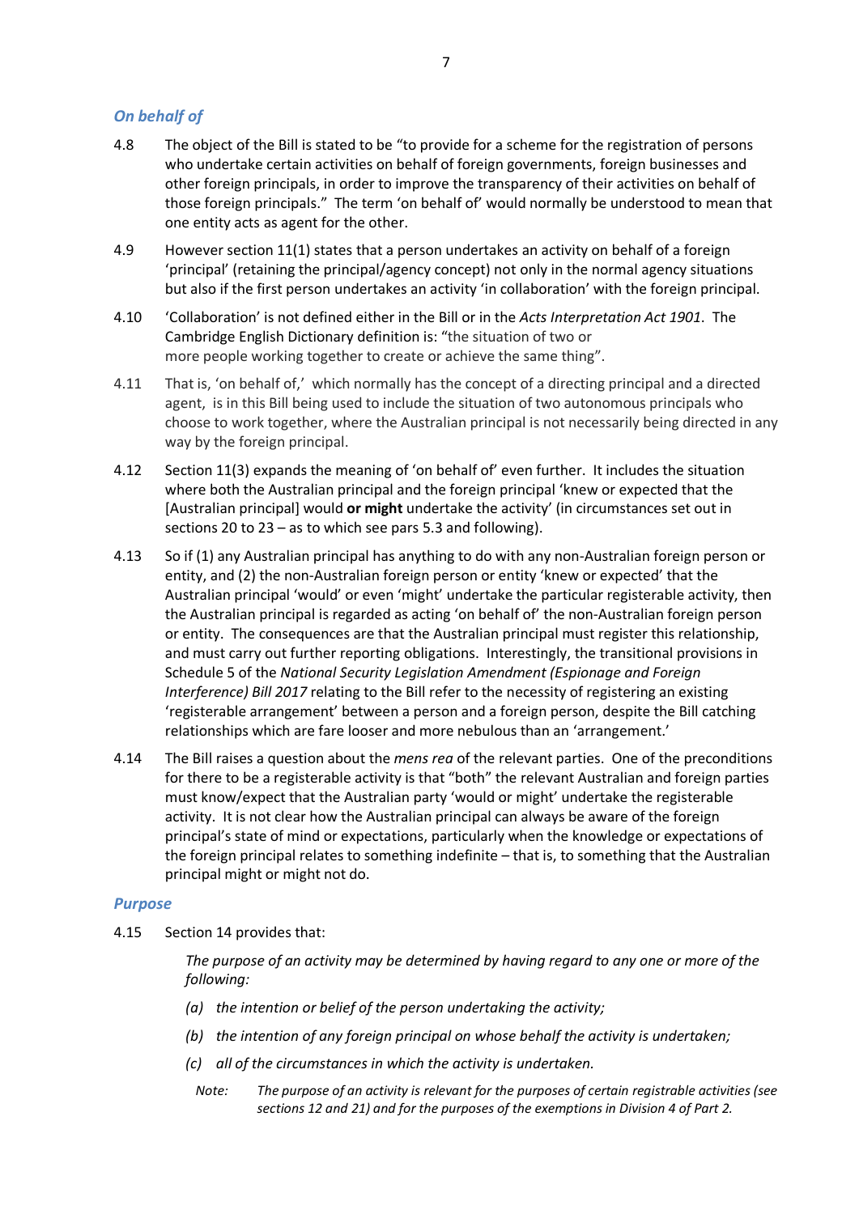### *On behalf of*

4.8 The object of the Bill is stated to be "to provide for a scheme for the registration of persons who undertake certain activities on behalf of foreign governments, foreign businesses and other foreign principals, in order to improve the transparency of their activities on behalf of those foreign principals." The term 'on behalf of' would normally be understood to mean that one entity acts as agent for the other.

4.9 However section 11(1) states that a person undertakes an activity on behalf of a foreign 'principal' (retaining the principal/agency concept) not only in the normal agency situations but also if the first person undertakes an activity 'in collaboration' with the foreign principal.

4.10 'Collaboration' is not defined either in the Bill or in the *Acts Interpretation Act 1901*. The Cambridge English Dictionary definition is: "the situation of two or more people working together to create or achieve the same thing".

4.11 That is, 'on behalf of,' which normally has the concept of a directing principal and a directed agent, is in this Bill being used to include the situation of two autonomous principals who choose to work together, where the Australian principal is not necessarily being directed in any way by the foreign principal.

4.12 Section 11(3) expands the meaning of 'on behalf of' even further. It includes the situation where both the Australian principal and the foreign principal 'knew or expected that the [Australian principal] would **or might** undertake the activity' (in circumstances set out in sections 20 to 23 – as to which see pars 5.3 and following).

4.13 So if (1) any Australian principal has anything to do with any non-Australian foreign person or entity, and (2) the non-Australian foreign person or entity 'knew or expected' that the Australian principal 'would' or even 'might' undertake the particular registerable activity, then the Australian principal is regarded as acting 'on behalf of' the non-Australian foreign person or entity. The consequences are that the Australian principal must register this relationship, and must carry out further reporting obligations. Interestingly, the transitional provisions in Schedule 5 of the *National Security Legislation Amendment (Espionage and Foreign Interference) Bill 2017* relating to the Bill refer to the necessity of registering an existing 'registerable arrangement' between a person and a foreign person, despite the Bill catching relationships which are fare looser and more nebulous than an 'arrangement.'

4.14 The Bill raises a question about the *mens rea* of the relevant parties. One of the preconditions for there to be a registerable activity is that "both" the relevant Australian and foreign parties must know/expect that the Australian party 'would or might' undertake the registerable activity. It is not clear how the Australian principal can always be aware of the foreign principal's state of mind or expectations, particularly when the knowledge or expectations of the foreign principal relates to something indefinite – that is, to something that the Australian principal might or might not do.

### *Purpose*

4.15 Section 14 provides that:

> *The purpose of an activity may be determined by having regard to any one or more of the following:*
>
> *(a) the intention or belief of the person undertaking the activity;*
>
> *(b) the intention of any foreign principal on whose behalf the activity is undertaken;*
>
> *(c) all of the circumstances in which the activity is undertaken.*
>
> *Note: The purpose of an activity is relevant for the purposes of certain registrable activities (see sections 12 and 21) and for the purposes of the exemptions in Division 4 of Part 2.*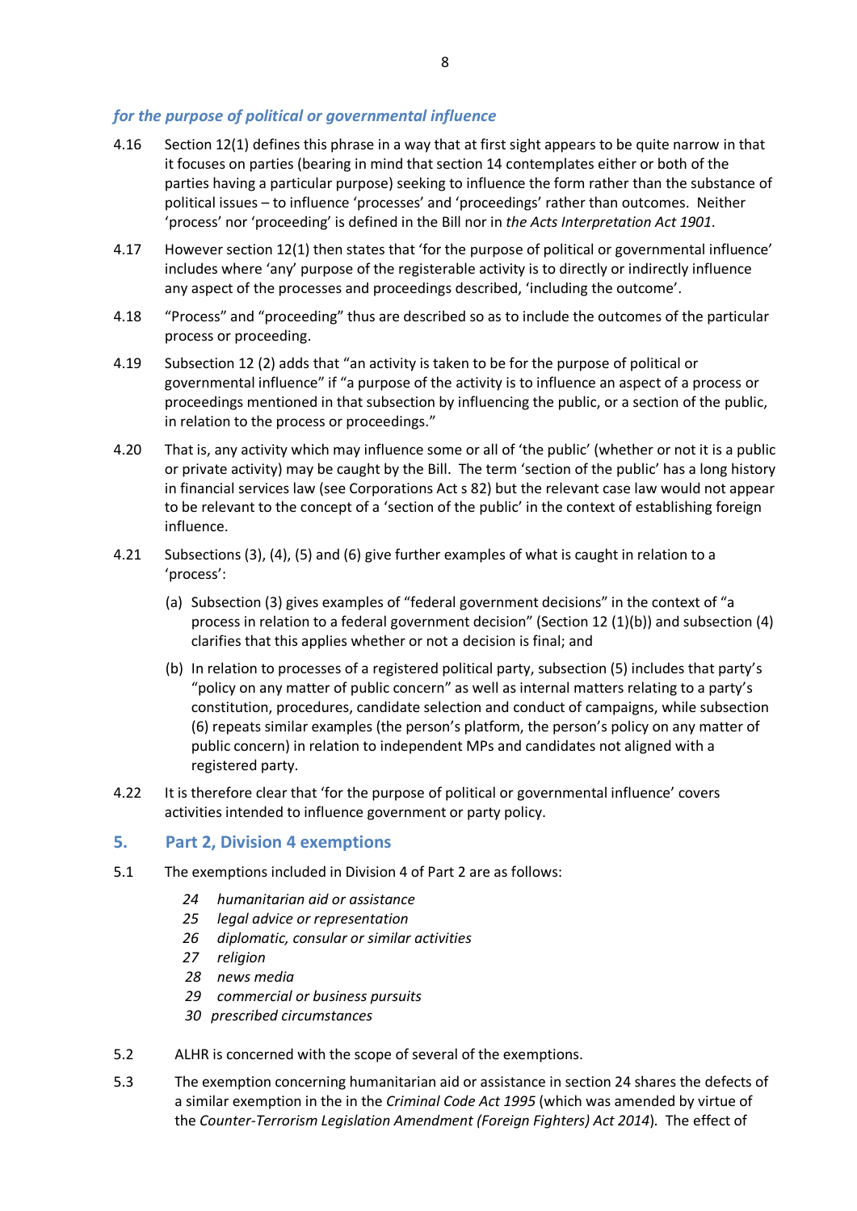### *for the purpose of political or governmental influence*

4.16 Section 12(1) defines this phrase in a way that at first sight appears to be quite narrow in that it focuses on parties (bearing in mind that section 14 contemplates either or both of the parties having a particular purpose) seeking to influence the form rather than the substance of political issues – to influence 'processes' and 'proceedings' rather than outcomes. Neither 'process' nor 'proceeding' is defined in the Bill nor in *the Acts Interpretation Act 1901*.

4.17 However section 12(1) then states that 'for the purpose of political or governmental influence' includes where 'any' purpose of the registerable activity is to directly or indirectly influence any aspect of the processes and proceedings described, 'including the outcome'.

4.18 "Process" and "proceeding" thus are described so as to include the outcomes of the particular process or proceeding.

4.19 Subsection 12 (2) adds that "an activity is taken to be for the purpose of political or governmental influence" if "a purpose of the activity is to influence an aspect of a process or proceedings mentioned in that subsection by influencing the public, or a section of the public, in relation to the process or proceedings."

4.20 That is, any activity which may influence some or all of 'the public' (whether or not it is a public or private activity) may be caught by the Bill. The term 'section of the public' has a long history in financial services law (see Corporations Act s 82) but the relevant case law would not appear to be relevant to the concept of a 'section of the public' in the context of establishing foreign influence.

4.21 Subsections (3), (4), (5) and (6) give further examples of what is caught in relation to a 'process':

(a) Subsection (3) gives examples of "federal government decisions" in the context of "a process in relation to a federal government decision" (Section 12 (1)(b)) and subsection (4) clarifies that this applies whether or not a decision is final; and

(b) In relation to processes of a registered political party, subsection (5) includes that party's "policy on any matter of public concern" as well as internal matters relating to a party's constitution, procedures, candidate selection and conduct of campaigns, while subsection (6) repeats similar examples (the person's platform, the person's policy on any matter of public concern) in relation to independent MPs and candidates not aligned with a registered party.

4.22 It is therefore clear that 'for the purpose of political or governmental influence' covers activities intended to influence government or party policy.

## 5. Part 2, Division 4 exemptions

5.1 The exemptions included in Division 4 of Part 2 are as follows:

*24 humanitarian aid or assistance*
*25 legal advice or representation*
*26 diplomatic, consular or similar activities*
*27 religion*
*28 news media*
*29 commercial or business pursuits*
*30 prescribed circumstances*

5.2 ALHR is concerned with the scope of several of the exemptions.

5.3 The exemption concerning humanitarian aid or assistance in section 24 shares the defects of a similar exemption in the in the *Criminal Code Act 1995* (which was amended by virtue of the *Counter-Terrorism Legislation Amendment (Foreign Fighters) Act 2014*). The effect of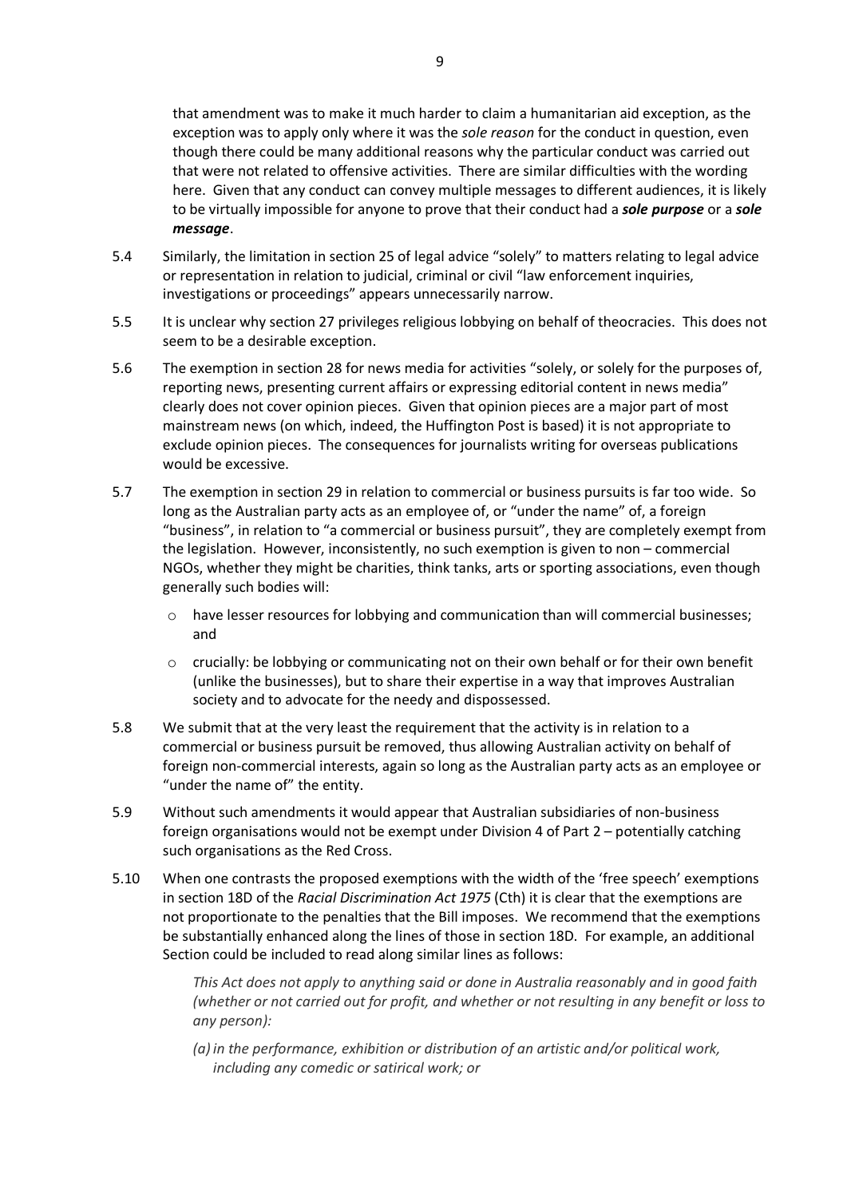that amendment was to make it much harder to claim a humanitarian aid exception, as the exception was to apply only where it was the *sole reason* for the conduct in question, even though there could be many additional reasons why the particular conduct was carried out that were not related to offensive activities. There are similar difficulties with the wording here. Given that any conduct can convey multiple messages to different audiences, it is likely to be virtually impossible for anyone to prove that their conduct had a ***sole purpose*** or a ***sole message***.

5.4 Similarly, the limitation in section 25 of legal advice "solely" to matters relating to legal advice or representation in relation to judicial, criminal or civil "law enforcement inquiries, investigations or proceedings" appears unnecessarily narrow.

5.5 It is unclear why section 27 privileges religious lobbying on behalf of theocracies. This does not seem to be a desirable exception.

5.6 The exemption in section 28 for news media for activities "solely, or solely for the purposes of, reporting news, presenting current affairs or expressing editorial content in news media" clearly does not cover opinion pieces. Given that opinion pieces are a major part of most mainstream news (on which, indeed, the Huffington Post is based) it is not appropriate to exclude opinion pieces. The consequences for journalists writing for overseas publications would be excessive.

5.7 The exemption in section 29 in relation to commercial or business pursuits is far too wide. So long as the Australian party acts as an employee of, or "under the name" of, a foreign "business", in relation to "a commercial or business pursuit", they are completely exempt from the legislation. However, inconsistently, no such exemption is given to non – commercial NGOs, whether they might be charities, think tanks, arts or sporting associations, even though generally such bodies will:

- have lesser resources for lobbying and communication than will commercial businesses; and
- crucially: be lobbying or communicating not on their own behalf or for their own benefit (unlike the businesses), but to share their expertise in a way that improves Australian society and to advocate for the needy and dispossessed.

5.8 We submit that at the very least the requirement that the activity is in relation to a commercial or business pursuit be removed, thus allowing Australian activity on behalf of foreign non-commercial interests, again so long as the Australian party acts as an employee or "under the name of" the entity.

5.9 Without such amendments it would appear that Australian subsidiaries of non-business foreign organisations would not be exempt under Division 4 of Part 2 – potentially catching such organisations as the Red Cross.

5.10 When one contrasts the proposed exemptions with the width of the 'free speech' exemptions in section 18D of the *Racial Discrimination Act 1975* (Cth) it is clear that the exemptions are not proportionate to the penalties that the Bill imposes. We recommend that the exemptions be substantially enhanced along the lines of those in section 18D. For example, an additional Section could be included to read along similar lines as follows:

> *This Act does not apply to anything said or done in Australia reasonably and in good faith (whether or not carried out for profit, and whether or not resulting in any benefit or loss to any person):*
>
> *(a) in the performance, exhibition or distribution of an artistic and/or political work, including any comedic or satirical work; or*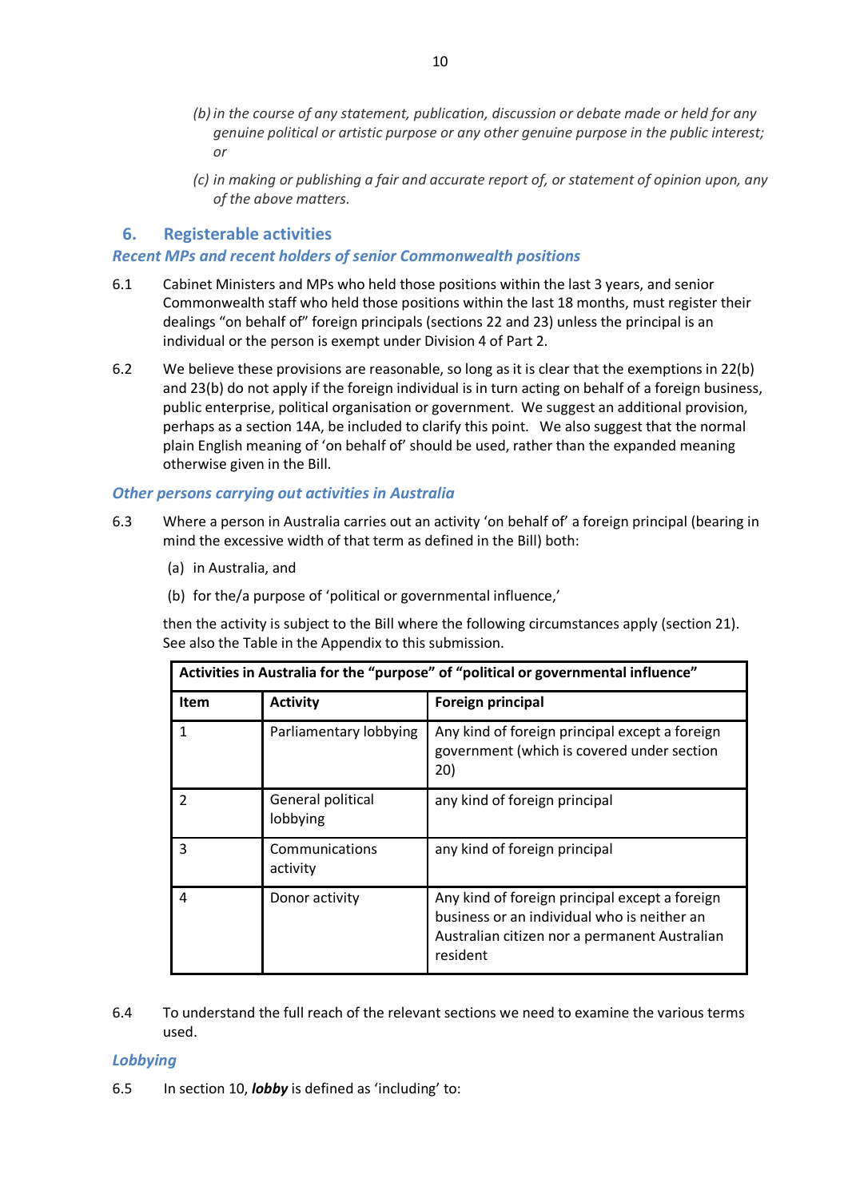*(b) in the course of any statement, publication, discussion or debate made or held for any genuine political or artistic purpose or any other genuine purpose in the public interest; or*

*(c) in making or publishing a fair and accurate report of, or statement of opinion upon, any of the above matters.*

## 6. Registerable activities

### *Recent MPs and recent holders of senior Commonwealth positions*

6.1 Cabinet Ministers and MPs who held those positions within the last 3 years, and senior Commonwealth staff who held those positions within the last 18 months, must register their dealings "on behalf of" foreign principals (sections 22 and 23) unless the principal is an individual or the person is exempt under Division 4 of Part 2.

6.2 We believe these provisions are reasonable, so long as it is clear that the exemptions in 22(b) and 23(b) do not apply if the foreign individual is in turn acting on behalf of a foreign business, public enterprise, political organisation or government. We suggest an additional provision, perhaps as a section 14A, be included to clarify this point. We also suggest that the normal plain English meaning of 'on behalf of' should be used, rather than the expanded meaning otherwise given in the Bill.

### *Other persons carrying out activities in Australia*

6.3 Where a person in Australia carries out an activity 'on behalf of' a foreign principal (bearing in mind the excessive width of that term as defined in the Bill) both:

(a) in Australia, and

(b) for the/a purpose of 'political or governmental influence,'

then the activity is subject to the Bill where the following circumstances apply (section 21). See also the Table in the Appendix to this submission.

| **Activities in Australia for the "purpose" of "political or governmental influence"** | | |
|---|---|---|
| **Item** | **Activity** | **Foreign principal** |
| 1 | Parliamentary lobbying | Any kind of foreign principal except a foreign government (which is covered under section 20) |
| 2 | General political lobbying | any kind of foreign principal |
| 3 | Communications activity | any kind of foreign principal |
| 4 | Donor activity | Any kind of foreign principal except a foreign business or an individual who is neither an Australian citizen nor a permanent Australian resident |

6.4 To understand the full reach of the relevant sections we need to examine the various terms used.

### *Lobbying*

6.5 In section 10, ***lobby*** is defined as 'including' to: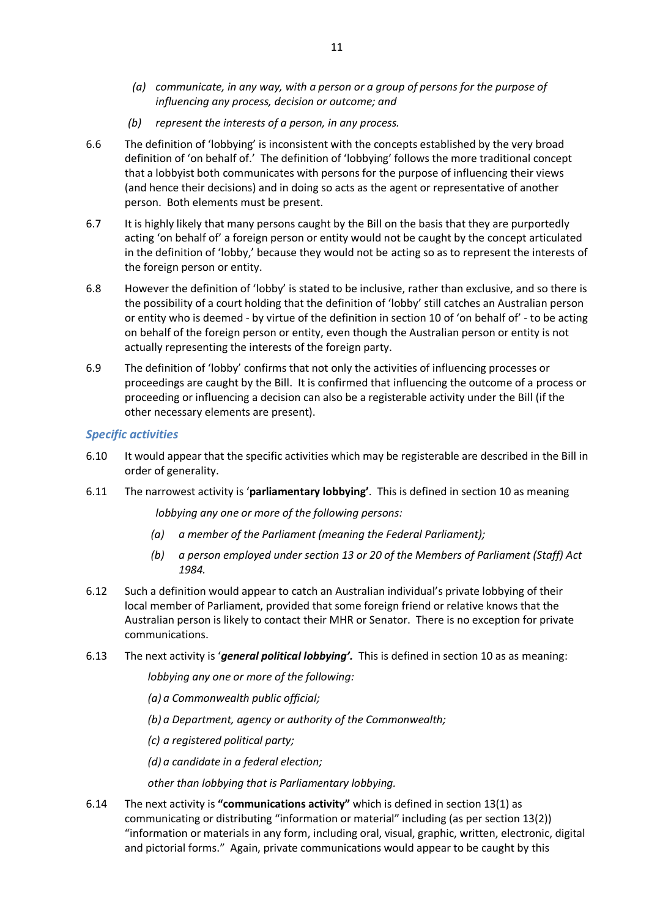> *(a) communicate, in any way, with a person or a group of persons for the purpose of influencing any process, decision or outcome; and*
>
> *(b) represent the interests of a person, in any process.*

6.6 The definition of 'lobbying' is inconsistent with the concepts established by the very broad definition of 'on behalf of.' The definition of 'lobbying' follows the more traditional concept that a lobbyist both communicates with persons for the purpose of influencing their views (and hence their decisions) and in doing so acts as the agent or representative of another person. Both elements must be present.

6.7 It is highly likely that many persons caught by the Bill on the basis that they are purportedly acting 'on behalf of' a foreign person or entity would not be caught by the concept articulated in the definition of 'lobby,' because they would not be acting so as to represent the interests of the foreign person or entity.

6.8 However the definition of 'lobby' is stated to be inclusive, rather than exclusive, and so there is the possibility of a court holding that the definition of 'lobby' still catches an Australian person or entity who is deemed - by virtue of the definition in section 10 of 'on behalf of' - to be acting on behalf of the foreign person or entity, even though the Australian person or entity is not actually representing the interests of the foreign party.

6.9 The definition of 'lobby' confirms that not only the activities of influencing processes or proceedings are caught by the Bill. It is confirmed that influencing the outcome of a process or proceeding or influencing a decision can also be a registerable activity under the Bill (if the other necessary elements are present).

### *Specific activities*

6.10 It would appear that the specific activities which may be registerable are described in the Bill in order of generality.

6.11 The narrowest activity is '**parliamentary lobbying'**. This is defined in section 10 as meaning

> *lobbying any one or more of the following persons:*
>
> *(a) a member of the Parliament (meaning the Federal Parliament);*
>
> *(b) a person employed under section 13 or 20 of the Members of Parliament (Staff) Act 1984.*

6.12 Such a definition would appear to catch an Australian individual's private lobbying of their local member of Parliament, provided that some foreign friend or relative knows that the Australian person is likely to contact their MHR or Senator. There is no exception for private communications.

6.13 The next activity is '***general political lobbying'.*** This is defined in section 10 as as meaning:

> *lobbying any one or more of the following:*
>
> *(a) a Commonwealth public official;*
>
> *(b) a Department, agency or authority of the Commonwealth;*
>
> *(c) a registered political party;*
>
> *(d) a candidate in a federal election;*
>
> *other than lobbying that is Parliamentary lobbying.*

6.14 The next activity is **"communications activity"** which is defined in section 13(1) as communicating or distributing "information or material" including (as per section 13(2)) "information or materials in any form, including oral, visual, graphic, written, electronic, digital and pictorial forms." Again, private communications would appear to be caught by this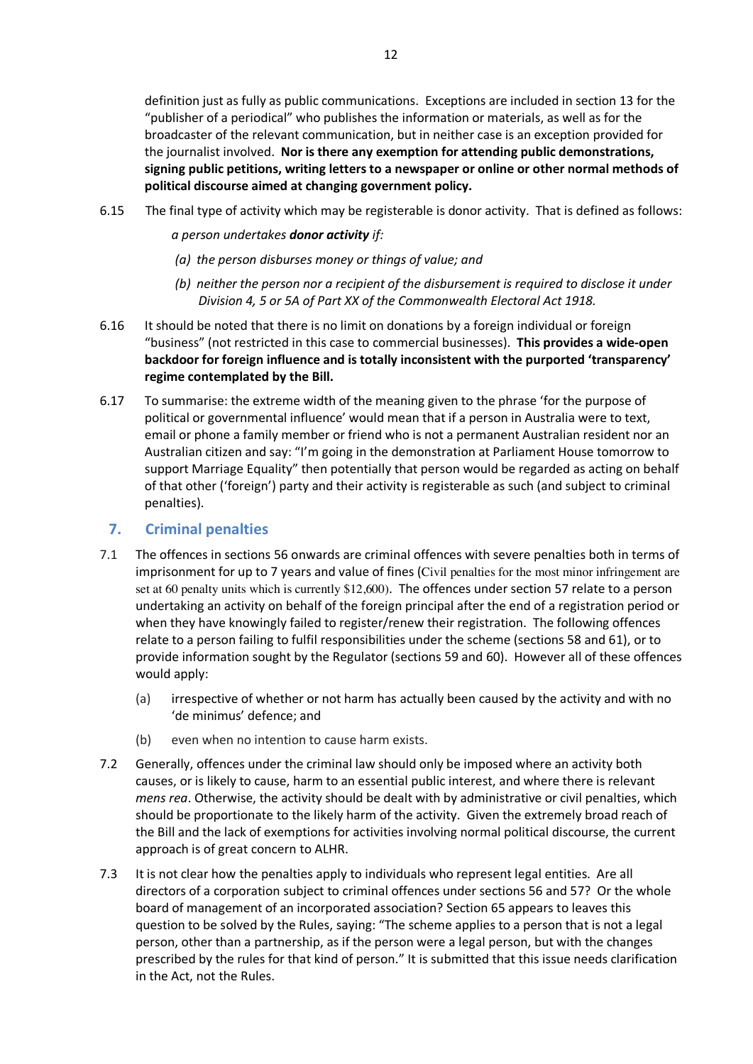definition just as fully as public communications. Exceptions are included in section 13 for the "publisher of a periodical" who publishes the information or materials, as well as for the broadcaster of the relevant communication, but in neither case is an exception provided for the journalist involved. **Nor is there any exemption for attending public demonstrations, signing public petitions, writing letters to a newspaper or online or other normal methods of political discourse aimed at changing government policy.**

6.15 The final type of activity which may be registerable is donor activity. That is defined as follows:

> *a person undertakes* ***donor activity*** *if:*
>
> *(a) the person disburses money or things of value; and*
>
> *(b) neither the person nor a recipient of the disbursement is required to disclose it under Division 4, 5 or 5A of Part XX of the Commonwealth Electoral Act 1918.*

6.16 It should be noted that there is no limit on donations by a foreign individual or foreign "business" (not restricted in this case to commercial businesses). **This provides a wide-open backdoor for foreign influence and is totally inconsistent with the purported 'transparency' regime contemplated by the Bill.**

6.17 To summarise: the extreme width of the meaning given to the phrase 'for the purpose of political or governmental influence' would mean that if a person in Australia were to text, email or phone a family member or friend who is not a permanent Australian resident nor an Australian citizen and say: "I'm going in the demonstration at Parliament House tomorrow to support Marriage Equality" then potentially that person would be regarded as acting on behalf of that other ('foreign') party and their activity is registerable as such (and subject to criminal penalties).

## 7. Criminal penalties

7.1 The offences in sections 56 onwards are criminal offences with severe penalties both in terms of imprisonment for up to 7 years and value of fines (Civil penalties for the most minor infringement are set at 60 penalty units which is currently $12,600). The offences under section 57 relate to a person undertaking an activity on behalf of the foreign principal after the end of a registration period or when they have knowingly failed to register/renew their registration. The following offences relate to a person failing to fulfil responsibilities under the scheme (sections 58 and 61), or to provide information sought by the Regulator (sections 59 and 60). However all of these offences would apply:

   (a) irrespective of whether or not harm has actually been caused by the activity and with no 'de minimus' defence; and

   (b) even when no intention to cause harm exists.

7.2 Generally, offences under the criminal law should only be imposed where an activity both causes, or is likely to cause, harm to an essential public interest, and where there is relevant *mens rea*. Otherwise, the activity should be dealt with by administrative or civil penalties, which should be proportionate to the likely harm of the activity. Given the extremely broad reach of the Bill and the lack of exemptions for activities involving normal political discourse, the current approach is of great concern to ALHR.

7.3 It is not clear how the penalties apply to individuals who represent legal entities. Are all directors of a corporation subject to criminal offences under sections 56 and 57? Or the whole board of management of an incorporated association? Section 65 appears to leaves this question to be solved by the Rules, saying: "The scheme applies to a person that is not a legal person, other than a partnership, as if the person were a legal person, but with the changes prescribed by the rules for that kind of person." It is submitted that this issue needs clarification in the Act, not the Rules.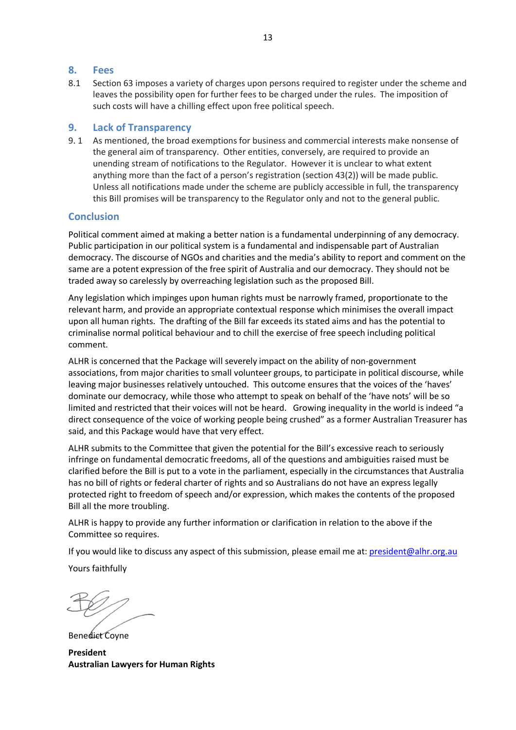## 8. Fees

8.1 Section 63 imposes a variety of charges upon persons required to register under the scheme and leaves the possibility open for further fees to be charged under the rules. The imposition of such costs will have a chilling effect upon free political speech.

## 9. Lack of Transparency

9. 1 As mentioned, the broad exemptions for business and commercial interests make nonsense of the general aim of transparency. Other entities, conversely, are required to provide an unending stream of notifications to the Regulator. However it is unclear to what extent anything more than the fact of a person's registration (section 43(2)) will be made public. Unless all notifications made under the scheme are publicly accessible in full, the transparency this Bill promises will be transparency to the Regulator only and not to the general public.

## Conclusion

Political comment aimed at making a better nation is a fundamental underpinning of any democracy. Public participation in our political system is a fundamental and indispensable part of Australian democracy. The discourse of NGOs and charities and the media's ability to report and comment on the same are a potent expression of the free spirit of Australia and our democracy. They should not be traded away so carelessly by overreaching legislation such as the proposed Bill.

Any legislation which impinges upon human rights must be narrowly framed, proportionate to the relevant harm, and provide an appropriate contextual response which minimises the overall impact upon all human rights. The drafting of the Bill far exceeds its stated aims and has the potential to criminalise normal political behaviour and to chill the exercise of free speech including political comment.

ALHR is concerned that the Package will severely impact on the ability of non-government associations, from major charities to small volunteer groups, to participate in political discourse, while leaving major businesses relatively untouched. This outcome ensures that the voices of the 'haves' dominate our democracy, while those who attempt to speak on behalf of the 'have nots' will be so limited and restricted that their voices will not be heard. Growing inequality in the world is indeed "a direct consequence of the voice of working people being crushed" as a former Australian Treasurer has said, and this Package would have that very effect.

ALHR submits to the Committee that given the potential for the Bill's excessive reach to seriously infringe on fundamental democratic freedoms, all of the questions and ambiguities raised must be clarified before the Bill is put to a vote in the parliament, especially in the circumstances that Australia has no bill of rights or federal charter of rights and so Australians do not have an express legally protected right to freedom of speech and/or expression, which makes the contents of the proposed Bill all the more troubling.

ALHR is happy to provide any further information or clarification in relation to the above if the Committee so requires.

If you would like to discuss any aspect of this submission, please email me at: president@alhr.org.au

Yours faithfully

Benedict Coyne

**President**
**Australian Lawyers for Human Rights**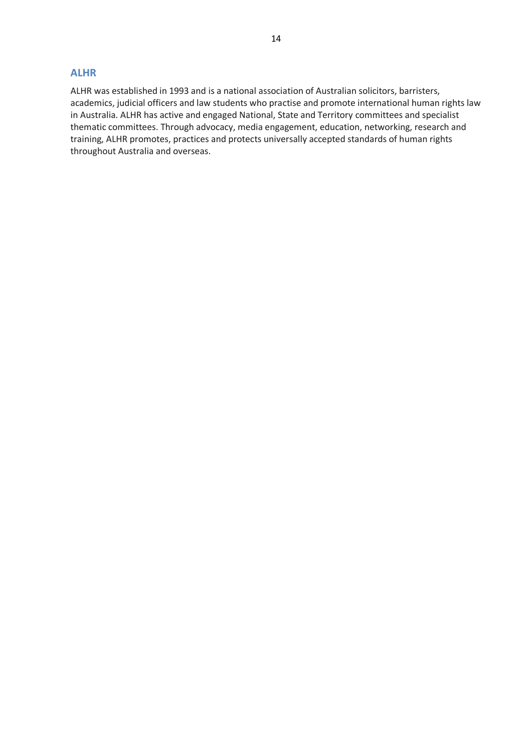## ALHR

ALHR was established in 1993 and is a national association of Australian solicitors, barristers, academics, judicial officers and law students who practise and promote international human rights law in Australia. ALHR has active and engaged National, State and Territory committees and specialist thematic committees. Through advocacy, media engagement, education, networking, research and training, ALHR promotes, practices and protects universally accepted standards of human rights throughout Australia and overseas.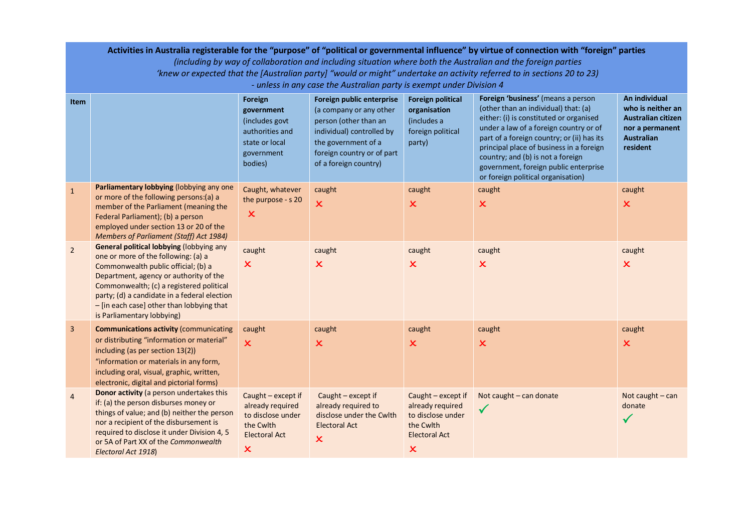**Activities in Australia registerable for the "purpose" of "political or governmental influence" by virtue of connection with "foreign" parties**

*(including by way of collaboration and including situation where both the Australian and the foreign parties 'knew or expected that the [Australian party] "would or might" undertake an activity referred to in sections 20 to 23)*

*- unless in any case the Australian party is exempt under Division 4*

| Item | | **Foreign government** (includes govt authorities and state or local government bodies) | **Foreign public enterprise** (a company or any other person (other than an individual) controlled by the government of a foreign country or of part of a foreign country) | **Foreign political organisation** (includes a foreign political party) | **Foreign 'business'** (means a person (other than an individual) that: (a) either: (i) is constituted or organised under a law of a foreign country or of part of a foreign country; or (ii) has its principal place of business in a foreign country; and (b) is not a foreign government, foreign public enterprise or foreign political organisation) | **An individual who is neither an Australian citizen nor a permanent Australian resident** |
|---|---|---|---|---|---|---|
| 1 | **Parliamentary lobbying** (lobbying any one or more of the following persons:(a) a member of the Parliament (meaning the Federal Parliament); (b) a person employed under section 13 or 20 of the *Members of Parliament (Staff) Act 1984)* | Caught, whatever the purpose - s 20 ✗ | caught ✗ | caught ✗ | caught ✗ | caught ✗ |
| 2 | **General political lobbying** (lobbying any one or more of the following: (a) a Commonwealth public official; (b) a Department, agency or authority of the Commonwealth; (c) a registered political party; (d) a candidate in a federal election – [in each case] other than lobbying that is Parliamentary lobbying) | caught ✗ | caught ✗ | caught ✗ | caught ✗ | caught ✗ |
| 3 | **Communications activity** (communicating or distributing "information or material" including (as per section 13(2)) "information or materials in any form, including oral, visual, graphic, written, electronic, digital and pictorial forms) | caught ✗ | caught ✗ | caught ✗ | caught ✗ | caught ✗ |
| 4 | **Donor activity** (a person undertakes this if: (a) the person disburses money or things of value; and (b) neither the person nor a recipient of the disbursement is required to disclose it under Division 4, 5 or 5A of Part XX of the *Commonwealth Electoral Act 1918*) | Caught – except if already required to disclose under the Cwlth Electoral Act ✗ | Caught – except if already required to disclose under the Cwlth Electoral Act ✗ | Caught – except if already required to disclose under the Cwlth Electoral Act ✗ | Not caught – can donate ✓ | Not caught – can donate ✓ |